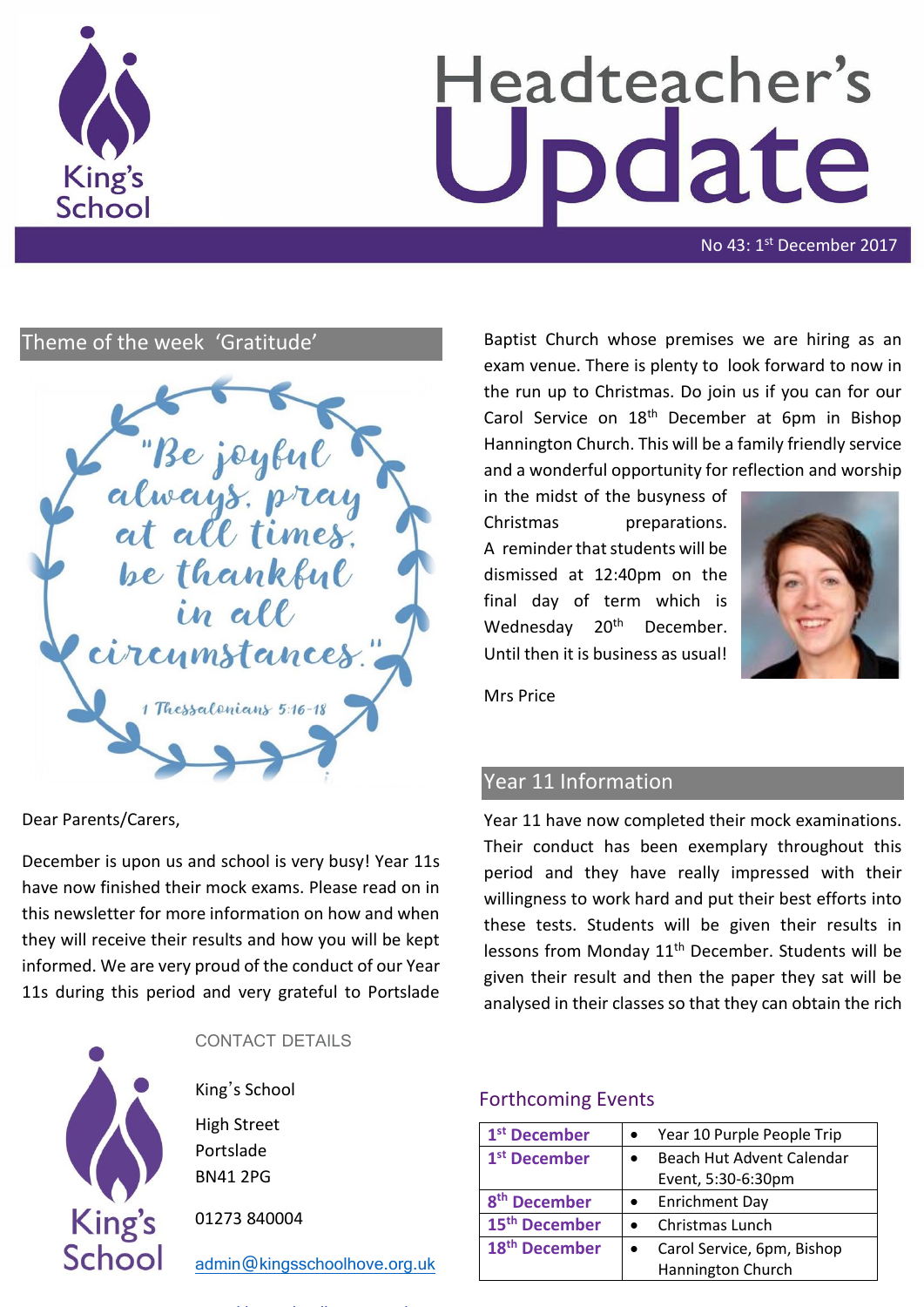# Headteacher's Update

No 43: 1st December 2017

## Theme of the week 'Gratitude'

"Be joyful always, pray at all times, be thankful in all circumstances."

1 Thessalonians 5:16-18

Dear Parents/Carers,

December is upon us and school is very busy! Year 11s have now finished their mock exams. Please read on in this newsletter for more information on how and when they will receive their results and how you will be kept informed. We are very proud of the conduct of our Year 11s during this period and very grateful to Portslade Baptist Church whose premises we are hiring as an exam venue. There is plenty to look forward to now in the run up to Christmas. Do join us if you can for our Carol Service on 18th December at 6pm in Bishop Hannington Church. This will be a family friendly service and a wonderful opportunity for reflection and worship in the midst of the busyness of Christmas preparations. A reminder that students will be dismissed at 12:40pm on the final day of term which is Wednesday 20th December. Until then it is business as usual!

Mrs Price

## Year 11 Information

Year 11 have now completed their mock examinations. Their conduct has been exemplary throughout this period and they have really impressed with their willingness to work hard and put their best efforts into these tests. Students will be given their results in lessons from Monday 11th December. Students will be given their result and then the paper they sat will be analysed in their classes so that they can obtain the rich

CONTACT DETAILS

King's School

High Street

Portslade

BN41 2PG

01273 840004

admin@kingsschoolhove.org.uk

## Forthcoming Events

| Date | Event |
|---|---|
| **1st December** | • Year 10 Purple People Trip |
| **1st December** | • Beach Hut Advent Calendar Event, 5:30-6:30pm |
| **8th December** | • Enrichment Day |
| **15th December** | • Christmas Lunch |
| **18th December** | • Carol Service, 6pm, Bishop Hannington Church |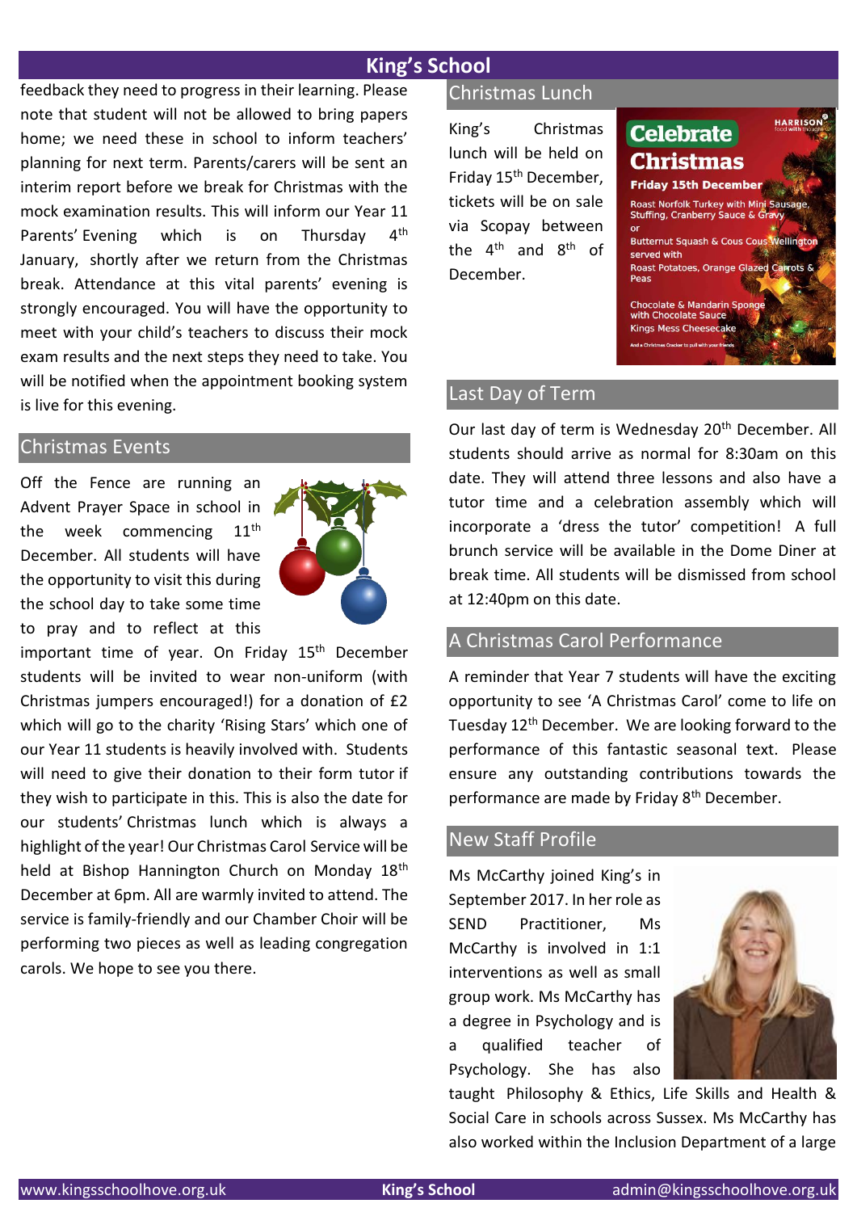feedback they need to progress in their learning. Please note that student will not be allowed to bring papers home; we need these in school to inform teachers' planning for next term. Parents/carers will be sent an interim report before we break for Christmas with the mock examination results. This will inform our Year 11 Parents' Evening which is on Thursday 4th January, shortly after we return from the Christmas break. Attendance at this vital parents' evening is strongly encouraged. You will have the opportunity to meet with your child's teachers to discuss their mock exam results and the next steps they need to take. You will be notified when the appointment booking system is live for this evening.

## Christmas Events

Off the Fence are running an Advent Prayer Space in school in the week commencing 11th December. All students will have the opportunity to visit this during the school day to take some time to pray and to reflect at this important time of year. On Friday 15th December students will be invited to wear non-uniform (with Christmas jumpers encouraged!) for a donation of £2 which will go to the charity 'Rising Stars' which one of our Year 11 students is heavily involved with. Students will need to give their donation to their form tutor if they wish to participate in this. This is also the date for our students' Christmas lunch which is always a highlight of the year! Our Christmas Carol Service will be held at Bishop Hannington Church on Monday 18th December at 6pm. All are warmly invited to attend. The service is family-friendly and our Chamber Choir will be performing two pieces as well as leading congregation carols. We hope to see you there.

## Christmas Lunch

King's Christmas lunch will be held on Friday 15th December, tickets will be on sale via Scopay between the 4th and 8th of December.

**Celebrate Christmas**

**Friday 15th December**

Roast Norfolk Turkey with Mini Sausage, Stuffing, Cranberry Sauce & Gravy
or
Butternut Squash & Cous Cous Wellington served with
Roast Potatoes, Orange Glazed Carrots & Peas

Chocolate & Mandarin Sponge with Chocolate Sauce
Kings Mess Cheesecake

And a Christmas Cracker to pull with your friends

## Last Day of Term

Our last day of term is Wednesday 20th December. All students should arrive as normal for 8:30am on this date. They will attend three lessons and also have a tutor time and a celebration assembly which will incorporate a 'dress the tutor' competition! A full brunch service will be available in the Dome Diner at break time. All students will be dismissed from school at 12:40pm on this date.

## A Christmas Carol Performance

A reminder that Year 7 students will have the exciting opportunity to see 'A Christmas Carol' come to life on Tuesday 12th December. We are looking forward to the performance of this fantastic seasonal text. Please ensure any outstanding contributions towards the performance are made by Friday 8th December.

## New Staff Profile

Ms McCarthy joined King's in September 2017. In her role as SEND Practitioner, Ms McCarthy is involved in 1:1 interventions as well as small group work. Ms McCarthy has a degree in Psychology and is a qualified teacher of Psychology. She has also taught Philosophy & Ethics, Life Skills and Health & Social Care in schools across Sussex. Ms McCarthy has also worked within the Inclusion Department of a large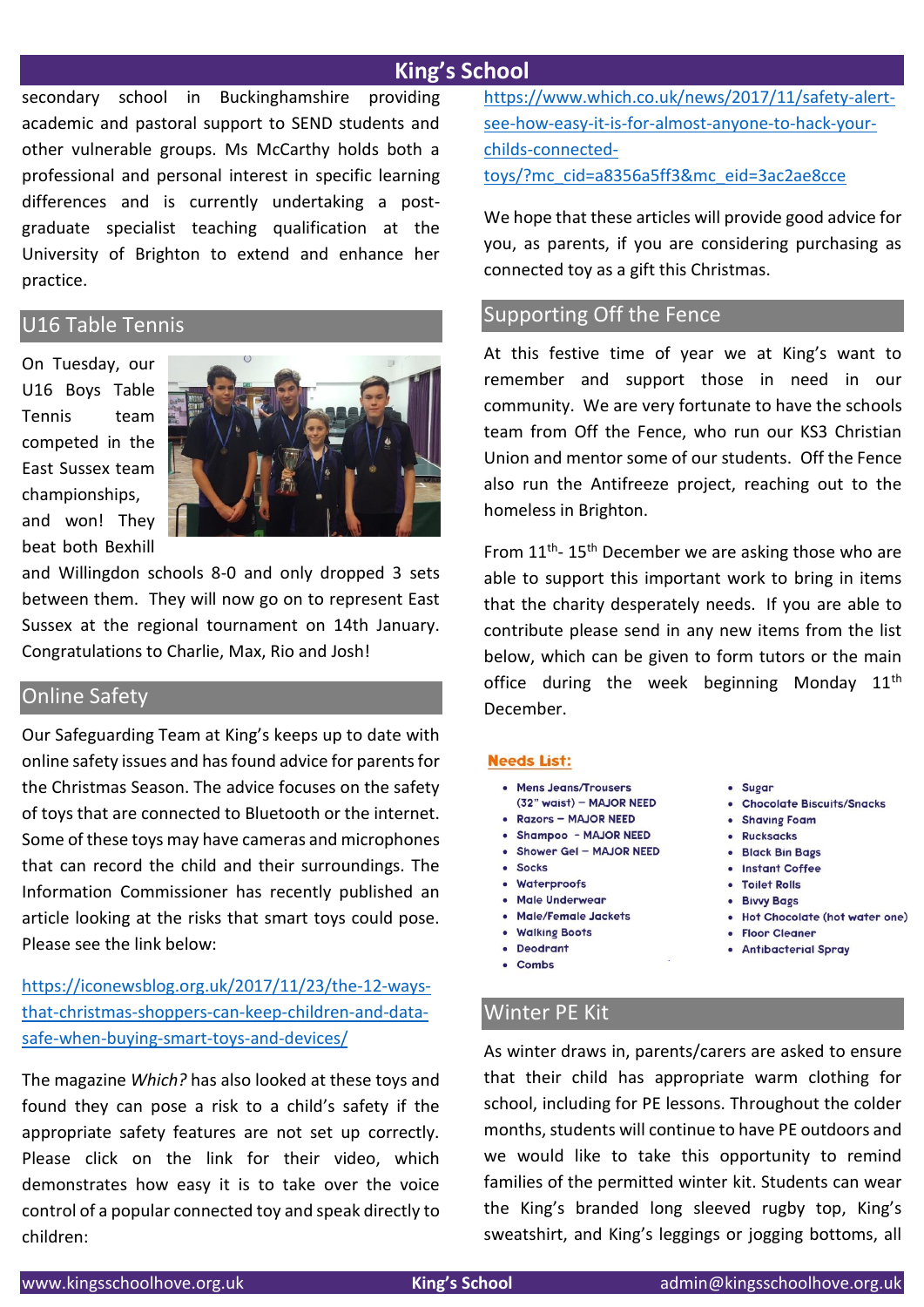secondary school in Buckinghamshire providing academic and pastoral support to SEND students and other vulnerable groups. Ms McCarthy holds both a professional and personal interest in specific learning differences and is currently undertaking a post-graduate specialist teaching qualification at the University of Brighton to extend and enhance her practice.

## U16 Table Tennis

On Tuesday, our U16 Boys Table Tennis team competed in the East Sussex team championships, and won! They beat both Bexhill and Willingdon schools 8-0 and only dropped 3 sets between them. They will now go on to represent East Sussex at the regional tournament on 14th January. Congratulations to Charlie, Max, Rio and Josh!

## Online Safety

Our Safeguarding Team at King's keeps up to date with online safety issues and has found advice for parents for the Christmas Season. The advice focuses on the safety of toys that are connected to Bluetooth or the internet. Some of these toys may have cameras and microphones that can record the child and their surroundings. The Information Commissioner has recently published an article looking at the risks that smart toys could pose. Please see the link below:

https://iconewsblog.org.uk/2017/11/23/the-12-ways-that-christmas-shoppers-can-keep-children-and-data-safe-when-buying-smart-toys-and-devices/

The magazine *Which?* has also looked at these toys and found they can pose a risk to a child's safety if the appropriate safety features are not set up correctly. Please click on the link for their video, which demonstrates how easy it is to take over the voice control of a popular connected toy and speak directly to children:

https://www.which.co.uk/news/2017/11/safety-alert-see-how-easy-it-is-for-almost-anyone-to-hack-your-childs-connected-toys/?mc_cid=a8356a5ff3&mc_eid=3ac2ae8cce

We hope that these articles will provide good advice for you, as parents, if you are considering purchasing as connected toy as a gift this Christmas.

## Supporting Off the Fence

At this festive time of year we at King's want to remember and support those in need in our community. We are very fortunate to have the schools team from Off the Fence, who run our KS3 Christian Union and mentor some of our students. Off the Fence also run the Antifreeze project, reaching out to the homeless in Brighton.

From 11th- 15th December we are asking those who are able to support this important work to bring in items that the charity desperately needs. If you are able to contribute please send in any new items from the list below, which can be given to form tutors or the main office during the week beginning Monday 11th December.

**Needs List:**

- Mens Jeans/Trousers (32" waist) – MAJOR NEED
- Razors – MAJOR NEED
- Shampoo – MAJOR NEED
- Shower Gel – MAJOR NEED
- Socks
- Waterproofs
- Male Underwear
- Male/Female Jackets
- Walking Boots
- Deodrant
- Combs
- Sugar
- Chocolate Biscuits/Snacks
- Shaving Foam
- Rucksacks
- Black Bin Bags
- Instant Coffee
- Toilet Rolls
- Bivvy Bags
- Hot Chocolate (hot water one)
- Floor Cleaner
- Antibacterial Spray

## Winter PE Kit

As winter draws in, parents/carers are asked to ensure that their child has appropriate warm clothing for school, including for PE lessons. Throughout the colder months, students will continue to have PE outdoors and we would like to take this opportunity to remind families of the permitted winter kit. Students can wear the King's branded long sleeved rugby top, King's sweatshirt, and King's leggings or jogging bottoms, all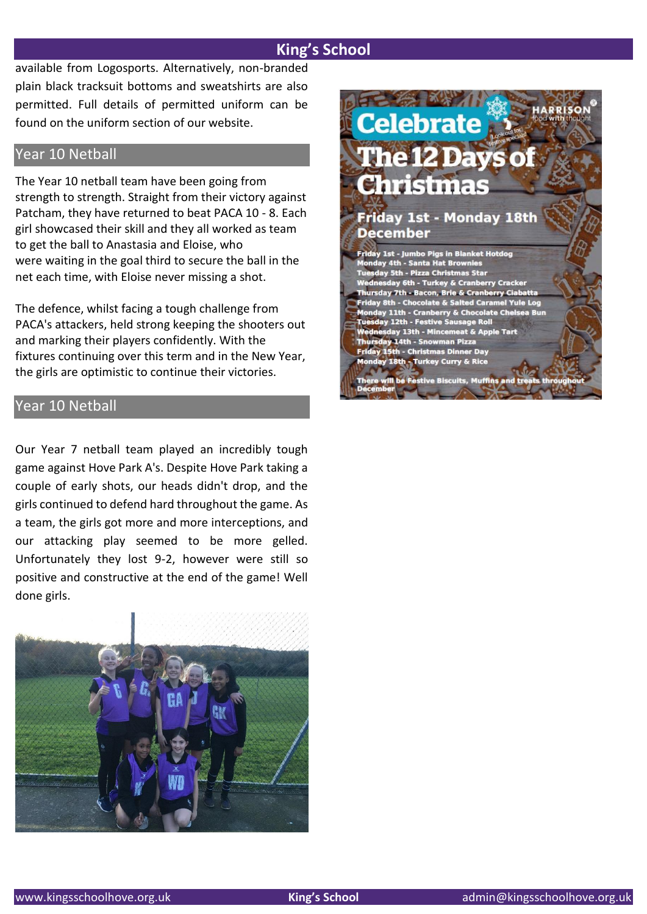available from Logosports. Alternatively, non-branded plain black tracksuit bottoms and sweatshirts are also permitted. Full details of permitted uniform can be found on the uniform section of our website.

## Year 10 Netball

The Year 10 netball team have been going from strength to strength. Straight from their victory against Patcham, they have returned to beat PACA 10 - 8. Each girl showcased their skill and they all worked as team to get the ball to Anastasia and Eloise, who were waiting in the goal third to secure the ball in the net each time, with Eloise never missing a shot.

The defence, whilst facing a tough challenge from PACA's attackers, held strong keeping the shooters out and marking their players confidently. With the fixtures continuing over this term and in the New Year, the girls are optimistic to continue their victories.

## Year 10 Netball

Our Year 7 netball team played an incredibly tough game against Hove Park A's. Despite Hove Park taking a couple of early shots, our heads didn't drop, and the girls continued to defend hard throughout the game. As a team, the girls got more and more interceptions, and our attacking play seemed to be more gelled. Unfortunately they lost 9-2, however were still so positive and constructive at the end of the game! Well done girls.

Celebrate The 12 Days of Christmas

HARRISON food with thought

Look out for festive specials!

Friday 1st - Monday 18th December

Friday 1st - Jumbo Pigs in Blanket Hotdog
Monday 4th - Santa Hat Brownies
Tuesday 5th - Pizza Christmas Star
Wednesday 6th - Turkey & Cranberry Cracker
Thursday 7th - Bacon, Brie & Cranberry Ciabatta
Friday 8th - Chocolate & Salted Caramel Yule Log
Monday 11th - Cranberry & Chocolate Chelsea Bun
Tuesday 12th - Festive Sausage Roll
Wednesday 13th - Mincemeat & Apple Tart
Thursday 14th - Snowman Pizza
Friday 15th - Christmas Dinner Day
Monday 18th - Turkey Curry & Rice

There will be Festive Biscuits, Muffins and treats throughout December